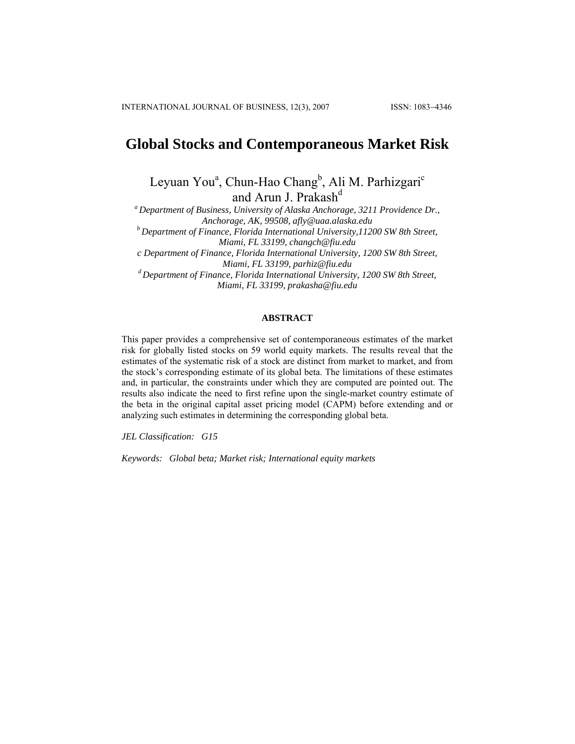# Global Stocks and Contemporaneous Market Risk

Leyuan You[a], Chun-Hao Chang[b], Ali M. Parhizgari[c] and Arun J. Prakash[d]

[a] *Department of Business, University of Alaska Anchorage, 3211 Providence Dr., Anchorage, AK, 99508, afly@uaa.alaska.edu*

[b] *Department of Finance, Florida International University,11200 SW 8th Street, Miami, FL 33199, changch@fiu.edu*

*c Department of Finance, Florida International University, 1200 SW 8th Street, Miami, FL 33199, parhiz@fiu.edu*

[d] *Department of Finance, Florida International University, 1200 SW 8th Street, Miami, FL 33199, prakasha@fiu.edu*

## ABSTRACT

This paper provides a comprehensive set of contemporaneous estimates of the market risk for globally listed stocks on 59 world equity markets. The results reveal that the estimates of the systematic risk of a stock are distinct from market to market, and from the stock's corresponding estimate of its global beta. The limitations of these estimates and, in particular, the constraints under which they are computed are pointed out. The results also indicate the need to first refine upon the single-market country estimate of the beta in the original capital asset pricing model (CAPM) before extending and or analyzing such estimates in determining the corresponding global beta.

*JEL Classification: G15*

*Keywords: Global beta; Market risk; International equity markets*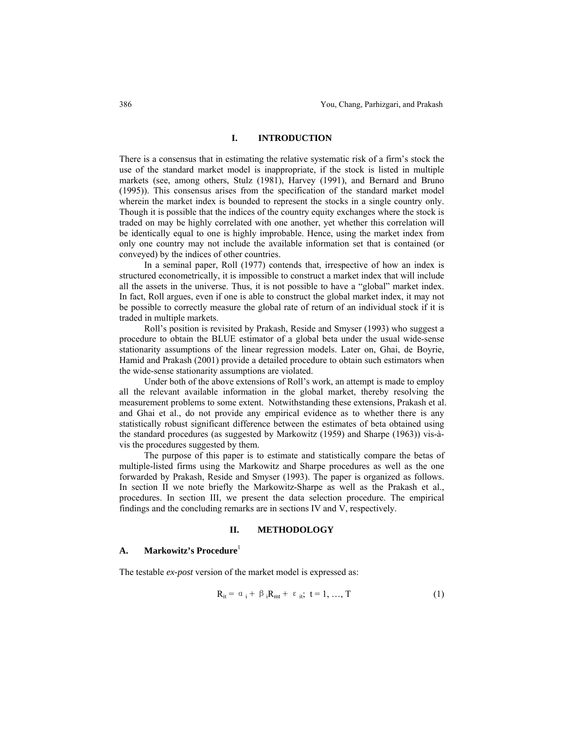## I. INTRODUCTION

There is a consensus that in estimating the relative systematic risk of a firm's stock the use of the standard market model is inappropriate, if the stock is listed in multiple markets (see, among others, Stulz (1981), Harvey (1991), and Bernard and Bruno (1995)). This consensus arises from the specification of the standard market model wherein the market index is bounded to represent the stocks in a single country only. Though it is possible that the indices of the country equity exchanges where the stock is traded on may be highly correlated with one another, yet whether this correlation will be identically equal to one is highly improbable. Hence, using the market index from only one country may not include the available information set that is contained (or conveyed) by the indices of other countries.

In a seminal paper, Roll (1977) contends that, irrespective of how an index is structured econometrically, it is impossible to construct a market index that will include all the assets in the universe. Thus, it is not possible to have a "global" market index. In fact, Roll argues, even if one is able to construct the global market index, it may not be possible to correctly measure the global rate of return of an individual stock if it is traded in multiple markets.

Roll's position is revisited by Prakash, Reside and Smyser (1993) who suggest a procedure to obtain the BLUE estimator of a global beta under the usual wide-sense stationarity assumptions of the linear regression models. Later on, Ghai, de Boyrie, Hamid and Prakash (2001) provide a detailed procedure to obtain such estimators when the wide-sense stationarity assumptions are violated.

Under both of the above extensions of Roll's work, an attempt is made to employ all the relevant available information in the global market, thereby resolving the measurement problems to some extent. Notwithstanding these extensions, Prakash et al. and Ghai et al., do not provide any empirical evidence as to whether there is any statistically robust significant difference between the estimates of beta obtained using the standard procedures (as suggested by Markowitz (1959) and Sharpe (1963)) vis-à-vis the procedures suggested by them.

The purpose of this paper is to estimate and statistically compare the betas of multiple-listed firms using the Markowitz and Sharpe procedures as well as the one forwarded by Prakash, Reside and Smyser (1993). The paper is organized as follows. In section II we note briefly the Markowitz-Sharpe as well as the Prakash et al., procedures. In section III, we present the data selection procedure. The empirical findings and the concluding remarks are in sections IV and V, respectively.

## II. METHODOLOGY

### A. Markowitz's Procedure[1]

The testable *ex-post* version of the market model is expressed as:

$$R_{it} = \alpha_i + \beta_i R_{mt} + \varepsilon_{it}; \;\; t = 1, \ldots, T \tag{1}$$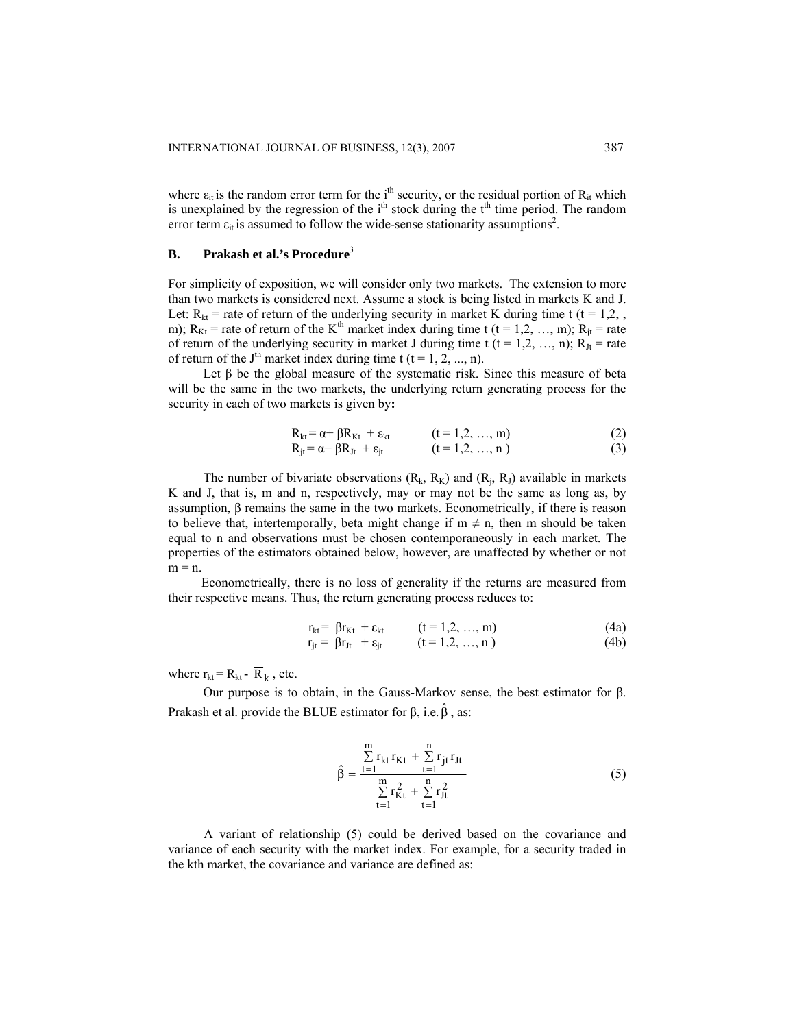where $\varepsilon_{it}$ is the random error term for the $i^{th}$ security, or the residual portion of $R_{it}$ which is unexplained by the regression of the $i^{th}$ stock during the $t^{th}$ time period. The random error term $\varepsilon_{it}$ is assumed to follow the wide-sense stationarity assumptions[2].

## B. Prakash et al.'s Procedure[3]

For simplicity of exposition, we will consider only two markets. The extension to more than two markets is considered next. Assume a stock is being listed in markets K and J. Let: $R_{kt}$ = rate of return of the underlying security in market K during time t (t = 1,2, , m); $R_{Kt}$ = rate of return of the $K^{th}$ market index during time t (t = 1,2, …, m); $R_{jt}$ = rate of return of the underlying security in market J during time t (t = 1,2, …, n); $R_{Jt}$ = rate of return of the $J^{th}$ market index during time t (t = 1, 2, ..., n).

Let β be the global measure of the systematic risk. Since this measure of beta will be the same in the two markets, the underlying return generating process for the security in each of two markets is given by**:**

$$R_{kt} = \alpha + \beta R_{Kt} + \varepsilon_{kt} \qquad (t = 1,2, \ldots, m) \tag{2}$$

$$R_{jt} = \alpha + \beta R_{Jt} + \varepsilon_{jt} \qquad (t = 1,2, \ldots, n) \tag{3}$$

The number of bivariate observations ($R_k$, $R_K$) and ($R_j$, $R_J$) available in markets K and J, that is, m and n, respectively, may or may not be the same as long as, by assumption, β remains the same in the two markets. Econometrically, if there is reason to believe that, intertemporally, beta might change if $m \neq n$, then m should be taken equal to n and observations must be chosen contemporaneously in each market. The properties of the estimators obtained below, however, are unaffected by whether or not $m = n$.

Econometrically, there is no loss of generality if the returns are measured from their respective means. Thus, the return generating process reduces to:

$$r_{kt} = \beta r_{Kt} + \varepsilon_{kt} \qquad (t = 1,2, \ldots, m) \tag{4a}$$

$$r_{jt} = \beta r_{Jt} + \varepsilon_{jt} \qquad (t = 1,2, \ldots, n) \tag{4b}$$

where $r_{kt} = R_{kt} - \overline{R}_k$, etc.

Our purpose is to obtain, in the Gauss-Markov sense, the best estimator for β. Prakash et al. provide the BLUE estimator for β, i.e. $\hat{\beta}$, as:

$$\hat{\beta} = \frac{\sum_{t=1}^{m} r_{kt} r_{Kt} + \sum_{t=1}^{n} r_{jt} r_{Jt}}{\sum_{t=1}^{m} r_{Kt}^2 + \sum_{t=1}^{n} r_{Jt}^2} \tag{5}$$

A variant of relationship (5) could be derived based on the covariance and variance of each security with the market index. For example, for a security traded in the kth market, the covariance and variance are defined as: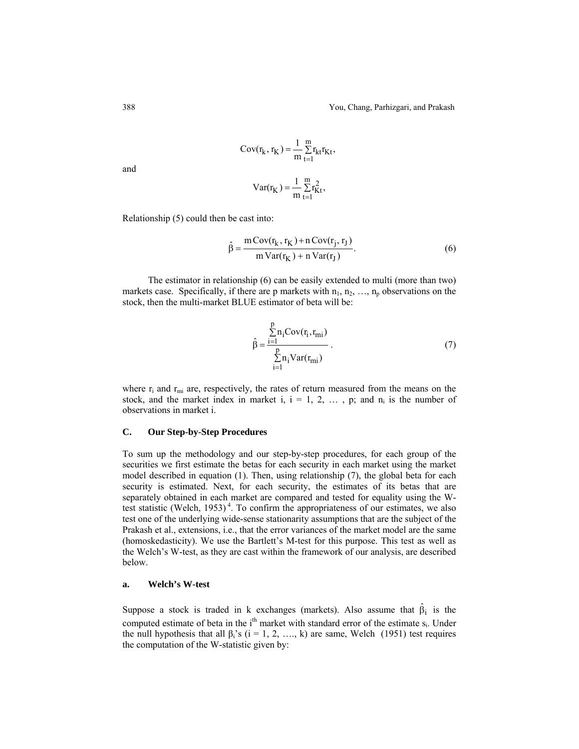$$\text{Cov}(r_k, r_K) = \frac{1}{m}\sum_{t=1}^{m} r_{kt} r_{Kt},$$

and

$$\text{Var}(r_K) = \frac{1}{m}\sum_{t=1}^{m} r_{Kt}^2,$$

Relationship (5) could then be cast into:

$$\hat{\beta} = \frac{m\,\text{Cov}(r_k, r_K) + n\,\text{Cov}(r_j, r_J)}{m\,\text{Var}(r_K) + n\,\text{Var}(r_J)}. \tag{6}$$

The estimator in relationship (6) can be easily extended to multi (more than two) markets case. Specifically, if there are p markets with $n_1$, $n_2$, …, $n_p$ observations on the stock, then the multi-market BLUE estimator of beta will be:

$$\hat{\beta} = \frac{\sum_{i=1}^{p} n_i \text{Cov}(r_i, r_{mi})}{\sum_{i=1}^{p} n_i \text{Var}(r_{mi})}. \tag{7}$$

where $r_i$ and $r_{mi}$ are, respectively, the rates of return measured from the means on the stock, and the market index in market i, i = 1, 2, … , p; and $n_i$ is the number of observations in market i.

### C. Our Step-by-Step Procedures

To sum up the methodology and our step-by-step procedures, for each group of the securities we first estimate the betas for each security in each market using the market model described in equation (1). Then, using relationship (7), the global beta for each security is estimated. Next, for each security, the estimates of its betas that are separately obtained in each market are compared and tested for equality using the W-test statistic (Welch, 1953)[4]. To confirm the appropriateness of our estimates, we also test one of the underlying wide-sense stationarity assumptions that are the subject of the Prakash et al., extensions, i.e., that the error variances of the market model are the same (homoskedasticity). We use the Bartlett's M-test for this purpose. This test as well as the Welch's W-test, as they are cast within the framework of our analysis, are described below.

#### a. Welch's W-test

Suppose a stock is traded in k exchanges (markets). Also assume that $\hat{\beta}_i$ is the computed estimate of beta in the i$^{th}$ market with standard error of the estimate $s_i$. Under the null hypothesis that all $\beta_i$'s (i = 1, 2, …., k) are same, Welch (1951) test requires the computation of the W-statistic given by: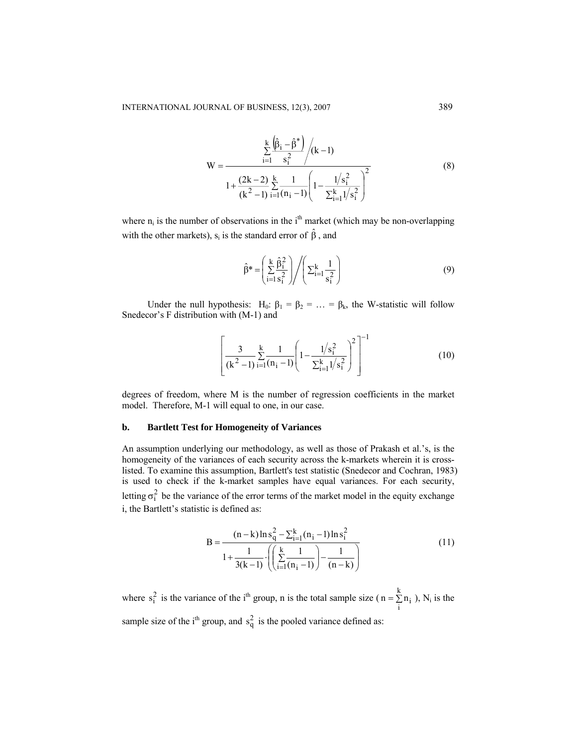$$W = \frac{\sum_{i=1}^{k} \frac{\left(\hat{\beta}_i - \hat{\beta}^*\right)}{s_i^2} \Big/ (k-1)}{1 + \frac{(2k-2)}{(k^2-1)} \sum_{i=1}^{k} \frac{1}{(n_i - 1)} \left(1 - \frac{1/s_i^2}{\sum_{i=1}^{k} 1/s_i^2}\right)^2} \tag{8}$$

where $n_i$ is the number of observations in the i[th] market (which may be non-overlapping with the other markets), $s_i$ is the standard error of $\hat{\beta}$, and

$$\hat{\beta}^* = \left(\sum_{i=1}^{k} \frac{\hat{\beta}_i^2}{s_i^2}\right) \Bigg/ \left(\sum_{i=1}^{k} \frac{1}{s_i^2}\right) \tag{9}$$

Under the null hypothesis: $H_0$: $\beta_1 = \beta_2 = \ldots = \beta_k$, the W-statistic will follow Snedecor's F distribution with (M-1) and

$$\left[\frac{3}{(k^2-1)} \sum_{i=1}^{k} \frac{1}{(n_i - 1)} \left(1 - \frac{1/s_i^2}{\sum_{i=1}^{k} 1/s_i^2}\right)^2\right]^{-1} \tag{10}$$

degrees of freedom, where M is the number of regression coefficients in the market model. Therefore, M-1 will equal to one, in our case.

### b. Bartlett Test for Homogeneity of Variances

An assumption underlying our methodology, as well as those of Prakash et al.'s, is the homogeneity of the variances of each security across the k-markets wherein it is cross-listed. To examine this assumption, Bartlett's test statistic (Snedecor and Cochran, 1983) is used to check if the k-market samples have equal variances. For each security, letting $\sigma_i^2$ be the variance of the error terms of the market model in the equity exchange i, the Bartlett's statistic is defined as:

$$B = \frac{(n-k)\ln s_q^2 - \sum_{i=1}^{k} (n_i - 1)\ln s_i^2}{1 + \frac{1}{3(k-1)} \cdot \left(\left(\sum_{i=1}^{k} \frac{1}{(n_i - 1)}\right) - \frac{1}{(n-k)}\right)} \tag{11}$$

where $s_i^2$ is the variance of the i[th] group, n is the total sample size ($n = \sum_{i}^{k} n_i$), $N_i$ is the sample size of the i[th] group, and $s_q^2$ is the pooled variance defined as: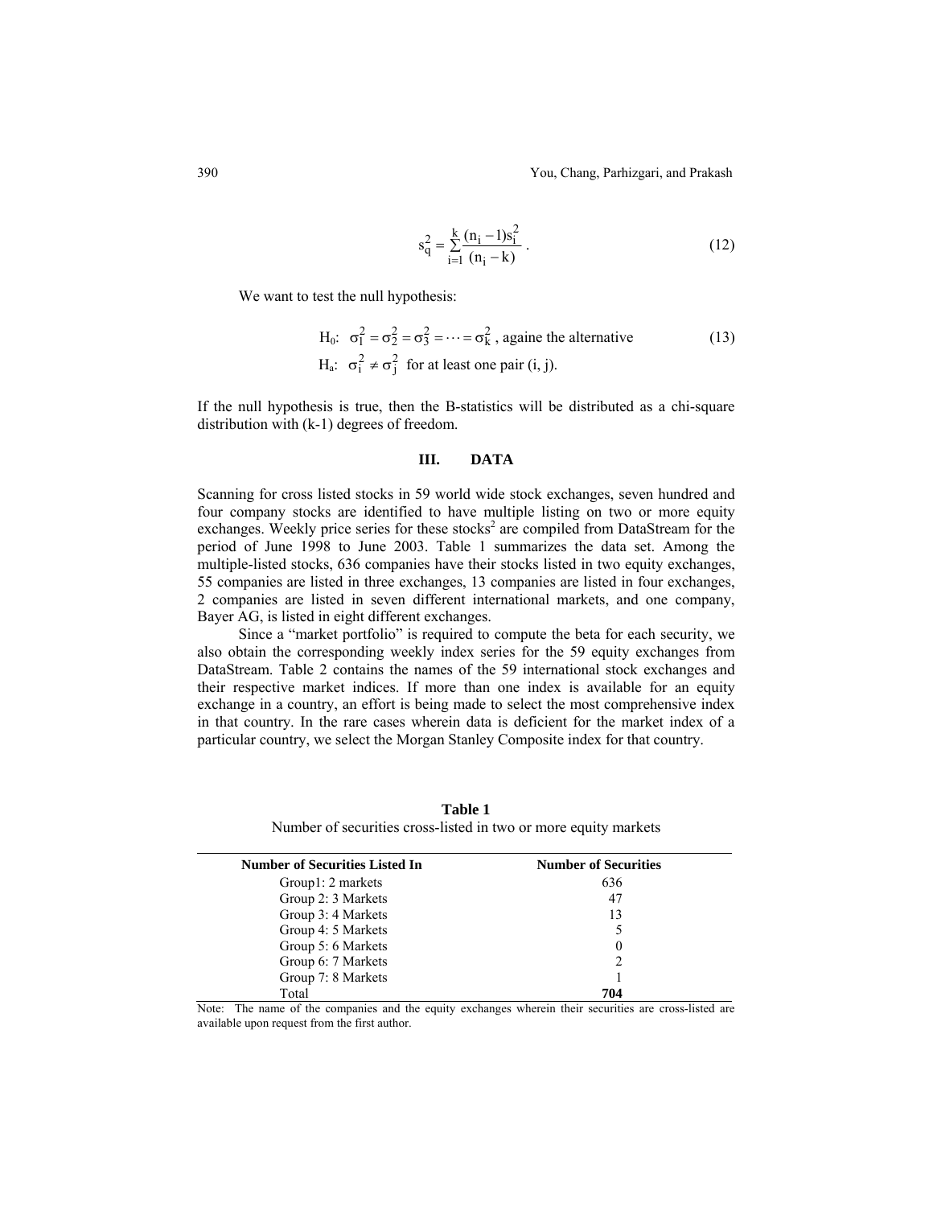$$s_q^2 = \sum_{i=1}^{k} \frac{(n_i - 1)s_i^2}{(n_i - k)} \; . \tag{12}$$

We want to test the null hypothesis:

$$\text{H}_0\text{:} \;\; \sigma_1^2 = \sigma_2^2 = \sigma_3^2 = \cdots = \sigma_k^2 \text{ , againe the alternative} \tag{13}$$

$$\text{H}_a\text{:} \;\; \sigma_i^2 \neq \sigma_j^2 \;\; \text{for at least one pair (i, j).}$$

If the null hypothesis is true, then the B-statistics will be distributed as a chi-square distribution with (k-1) degrees of freedom.

## III. DATA

Scanning for cross listed stocks in 59 world wide stock exchanges, seven hundred and four company stocks are identified to have multiple listing on two or more equity exchanges. Weekly price series for these stocks[2] are compiled from DataStream for the period of June 1998 to June 2003. Table 1 summarizes the data set. Among the multiple-listed stocks, 636 companies have their stocks listed in two equity exchanges, 55 companies are listed in three exchanges, 13 companies are listed in four exchanges, 2 companies are listed in seven different international markets, and one company, Bayer AG, is listed in eight different exchanges.

Since a "market portfolio" is required to compute the beta for each security, we also obtain the corresponding weekly index series for the 59 equity exchanges from DataStream. Table 2 contains the names of the 59 international stock exchanges and their respective market indices. If more than one index is available for an equity exchange in a country, an effort is being made to select the most comprehensive index in that country. In the rare cases wherein data is deficient for the market index of a particular country, we select the Morgan Stanley Composite index for that country.

**Table 1**

Number of securities cross-listed in two or more equity markets

| Number of Securities Listed In | Number of Securities |
|---|---|
| Group1: 2 markets | 636 |
| Group 2: 3 Markets | 47 |
| Group 3: 4 Markets | 13 |
| Group 4: 5 Markets | 5 |
| Group 5: 6 Markets | 0 |
| Group 6: 7 Markets | 2 |
| Group 7: 8 Markets | 1 |
| Total | **704** |

Note: The name of the companies and the equity exchanges wherein their securities are cross-listed are available upon request from the first author.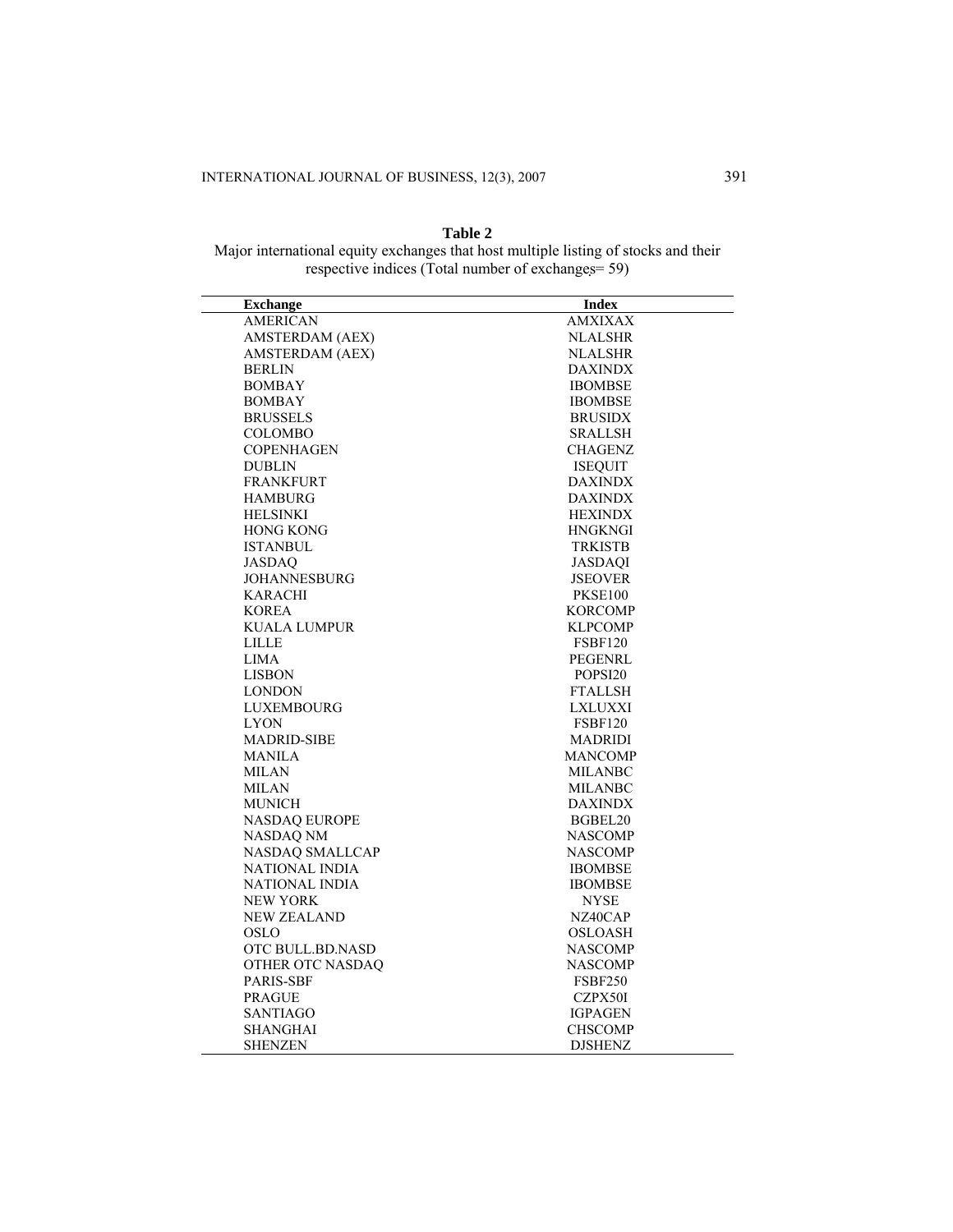**Table 2**

Major international equity exchanges that host multiple listing of stocks and their respective indices (Total number of exchanges= 59)

| Exchange | Index |
|---|---|
| AMERICAN | AMXIXAX |
| AMSTERDAM (AEX) | NLALSHR |
| AMSTERDAM (AEX) | NLALSHR |
| BERLIN | DAXINDX |
| BOMBAY | IBOMBSE |
| BOMBAY | IBOMBSE |
| BRUSSELS | BRUSIDX |
| COLOMBO | SRALLSH |
| COPENHAGEN | CHAGENZ |
| DUBLIN | ISEQUIT |
| FRANKFURT | DAXINDX |
| HAMBURG | DAXINDX |
| HELSINKI | HEXINDX |
| HONG KONG | HNGKNGI |
| ISTANBUL | TRKISTB |
| JASDAQ | JASDAQI |
| JOHANNESBURG | JSEOVER |
| KARACHI | PKSE100 |
| KOREA | KORCOMP |
| KUALA LUMPUR | KLPCOMP |
| LILLE | FSBF120 |
| LIMA | PEGENRL |
| LISBON | POPSI20 |
| LONDON | FTALLSH |
| LUXEMBOURG | LXLUXXI |
| LYON | FSBF120 |
| MADRID-SIBE | MADRIDI |
| MANILA | MANCOMP |
| MILAN | MILANBC |
| MILAN | MILANBC |
| MUNICH | DAXINDX |
| NASDAQ EUROPE | BGBEL20 |
| NASDAQ NM | NASCOMP |
| NASDAQ SMALLCAP | NASCOMP |
| NATIONAL INDIA | IBOMBSE |
| NATIONAL INDIA | IBOMBSE |
| NEW YORK | NYSE |
| NEW ZEALAND | NZ40CAP |
| OSLO | OSLOASH |
| OTC BULL.BD.NASD | NASCOMP |
| OTHER OTC NASDAQ | NASCOMP |
| PARIS-SBF | FSBF250 |
| PRAGUE | CZPX50I |
| SANTIAGO | IGPAGEN |
| SHANGHAI | CHSCOMP |
| SHENZEN | DJSHENZ |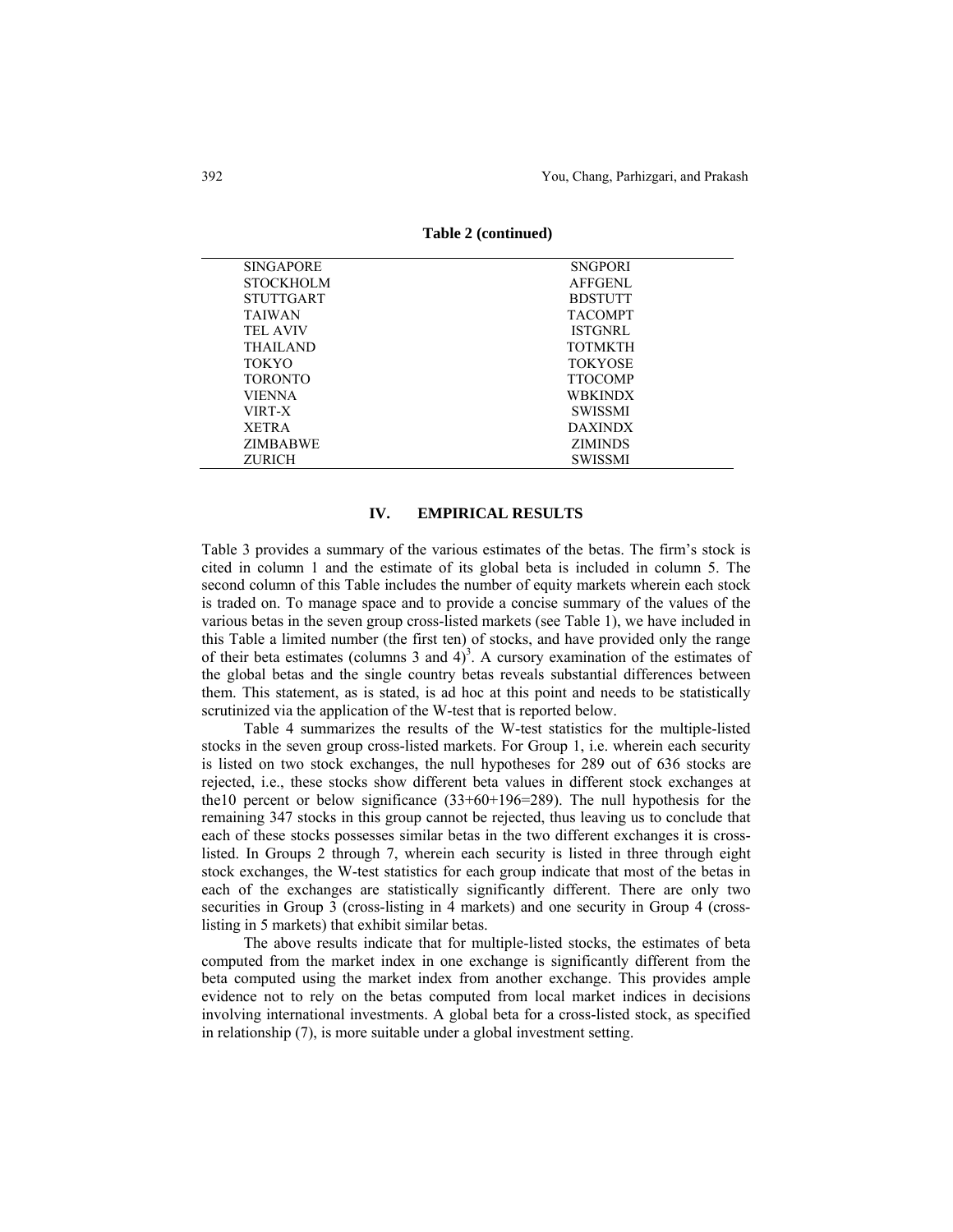**Table 2 (continued)**

| | |
|---|---|
| SINGAPORE | SNGPORI |
| STOCKHOLM | AFFGENL |
| STUTTGART | BDSTUTT |
| TAIWAN | TACOMPT |
| TEL AVIV | ISTGNRL |
| THAILAND | TOTMKTH |
| TOKYO | TOKYOSE |
| TORONTO | TTOCOMP |
| VIENNA | WBKINDX |
| VIRT-X | SWISSMI |
| XETRA | DAXINDX |
| ZIMBABWE | ZIMINDS |
| ZURICH | SWISSMI |

## IV. EMPIRICAL RESULTS

Table 3 provides a summary of the various estimates of the betas. The firm's stock is cited in column 1 and the estimate of its global beta is included in column 5. The second column of this Table includes the number of equity markets wherein each stock is traded on. To manage space and to provide a concise summary of the values of the various betas in the seven group cross-listed markets (see Table 1), we have included in this Table a limited number (the first ten) of stocks, and have provided only the range of their beta estimates (columns 3 and 4)[3]. A cursory examination of the estimates of the global betas and the single country betas reveals substantial differences between them. This statement, as is stated, is ad hoc at this point and needs to be statistically scrutinized via the application of the W-test that is reported below.

Table 4 summarizes the results of the W-test statistics for the multiple-listed stocks in the seven group cross-listed markets. For Group 1, i.e. wherein each security is listed on two stock exchanges, the null hypotheses for 289 out of 636 stocks are rejected, i.e., these stocks show different beta values in different stock exchanges at the10 percent or below significance (33+60+196=289). The null hypothesis for the remaining 347 stocks in this group cannot be rejected, thus leaving us to conclude that each of these stocks possesses similar betas in the two different exchanges it is cross-listed. In Groups 2 through 7, wherein each security is listed in three through eight stock exchanges, the W-test statistics for each group indicate that most of the betas in each of the exchanges are statistically significantly different. There are only two securities in Group 3 (cross-listing in 4 markets) and one security in Group 4 (cross-listing in 5 markets) that exhibit similar betas.

The above results indicate that for multiple-listed stocks, the estimates of beta computed from the market index in one exchange is significantly different from the beta computed using the market index from another exchange. This provides ample evidence not to rely on the betas computed from local market indices in decisions involving international investments. A global beta for a cross-listed stock, as specified in relationship (7), is more suitable under a global investment setting.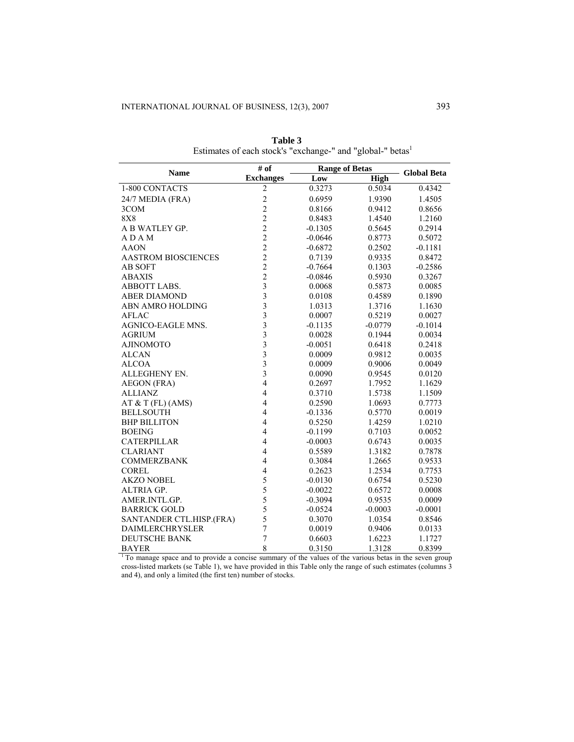**Table 3**

Estimates of each stock's "exchange-" and "global-" betas[1]

| Name | # of Exchanges | Range of Betas | | Global Beta |
|---|---|---|---|---|
| | | Low | High | |
| 1-800 CONTACTS | 2 | 0.3273 | 0.5034 | 0.4342 |
| 24/7 MEDIA (FRA) | 2 | 0.6959 | 1.9390 | 1.4505 |
| 3COM | 2 | 0.8166 | 0.9412 | 0.8656 |
| 8X8 | 2 | 0.8483 | 1.4540 | 1.2160 |
| A B WATLEY GP. | 2 | -0.1305 | 0.5645 | 0.2914 |
| A D A M | 2 | -0.0646 | 0.8773 | 0.5072 |
| AAON | 2 | -0.6872 | 0.2502 | -0.1181 |
| AASTROM BIOSCIENCES | 2 | 0.7139 | 0.9335 | 0.8472 |
| AB SOFT | 2 | -0.7664 | 0.1303 | -0.2586 |
| ABAXIS | 2 | -0.0846 | 0.5930 | 0.3267 |
| ABBOTT LABS. | 3 | 0.0068 | 0.5873 | 0.0085 |
| ABER DIAMOND | 3 | 0.0108 | 0.4589 | 0.1890 |
| ABN AMRO HOLDING | 3 | 1.0313 | 1.3716 | 1.1630 |
| AFLAC | 3 | 0.0007 | 0.5219 | 0.0027 |
| AGNICO-EAGLE MNS. | 3 | -0.1135 | -0.0779 | -0.1014 |
| AGRIUM | 3 | 0.0028 | 0.1944 | 0.0034 |
| AJINOMOTO | 3 | -0.0051 | 0.6418 | 0.2418 |
| ALCAN | 3 | 0.0009 | 0.9812 | 0.0035 |
| ALCOA | 3 | 0.0009 | 0.9006 | 0.0049 |
| ALLEGHENY EN. | 3 | 0.0090 | 0.9545 | 0.0120 |
| AEGON (FRA) | 4 | 0.2697 | 1.7952 | 1.1629 |
| ALLIANZ | 4 | 0.3710 | 1.5738 | 1.1509 |
| AT & T (FL) (AMS) | 4 | 0.2590 | 1.0693 | 0.7773 |
| BELLSOUTH | 4 | -0.1336 | 0.5770 | 0.0019 |
| BHP BILLITON | 4 | 0.5250 | 1.4259 | 1.0210 |
| BOEING | 4 | -0.1199 | 0.7103 | 0.0052 |
| CATERPILLAR | 4 | -0.0003 | 0.6743 | 0.0035 |
| CLARIANT | 4 | 0.5589 | 1.3182 | 0.7878 |
| COMMERZBANK | 4 | 0.3084 | 1.2665 | 0.9533 |
| COREL | 4 | 0.2623 | 1.2534 | 0.7753 |
| AKZO NOBEL | 5 | -0.0130 | 0.6754 | 0.5230 |
| ALTRIA GP. | 5 | -0.0022 | 0.6572 | 0.0008 |
| AMER.INTL.GP. | 5 | -0.3094 | 0.9535 | 0.0009 |
| BARRICK GOLD | 5 | -0.0524 | -0.0003 | -0.0001 |
| SANTANDER CTL.HISP.(FRA) | 5 | 0.3070 | 1.0354 | 0.8546 |
| DAIMLERCHRYSLER | 7 | 0.0019 | 0.9406 | 0.0133 |
| DEUTSCHE BANK | 7 | 0.6603 | 1.6223 | 1.1727 |
| BAYER | 8 | 0.3150 | 1.3128 | 0.8399 |

[1] To manage space and to provide a concise summary of the values of the various betas in the seven group cross-listed markets (se Table 1), we have provided in this Table only the range of such estimates (columns 3 and 4), and only a limited (the first ten) number of stocks.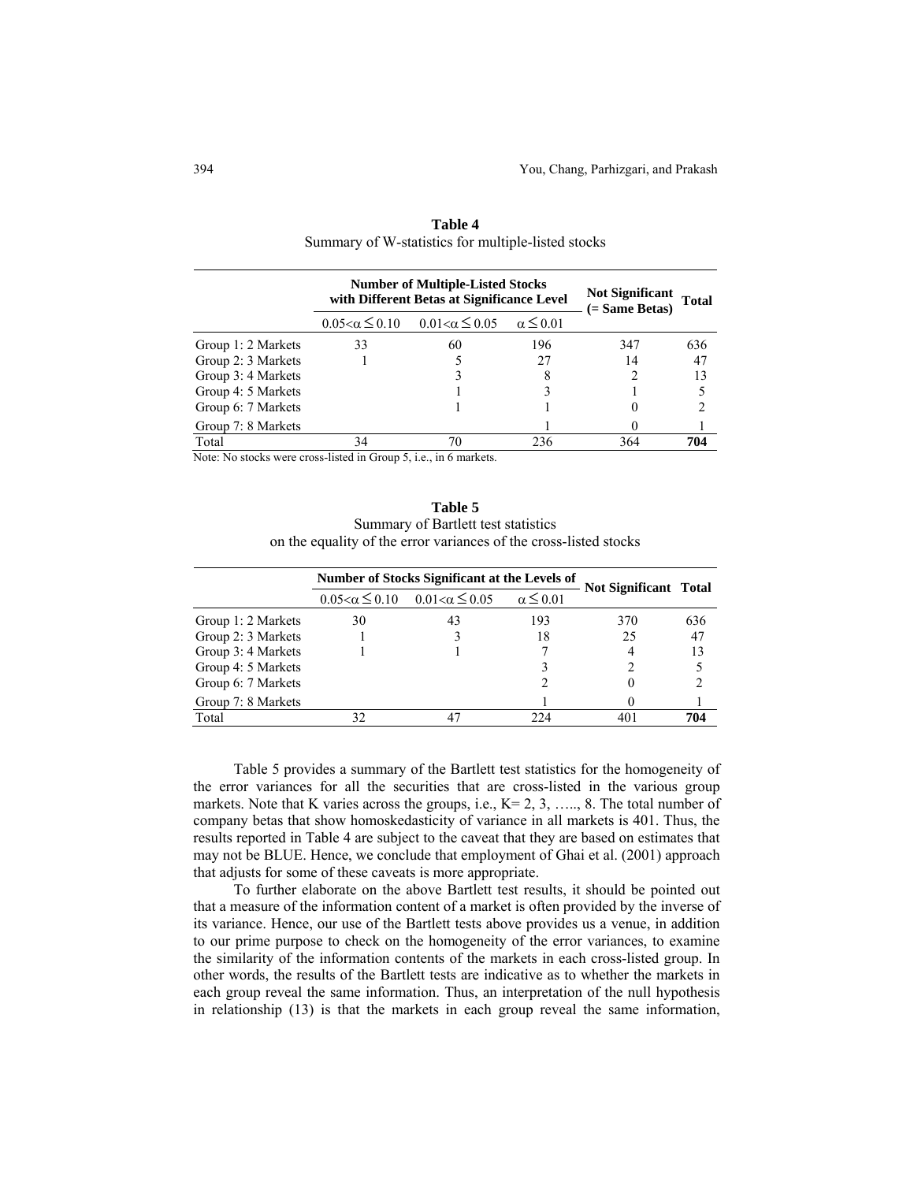**Table 4**
Summary of W-statistics for multiple-listed stocks

| | Number of Multiple-Listed Stocks with Different Betas at Significance Level | | | Not Significant (= Same Betas) | Total |
|---|---|---|---|---|---|
| | $0.05<\alpha\leq 0.10$ | $0.01<\alpha\leq 0.05$ | $\alpha\leq 0.01$ | | |
| Group 1: 2 Markets | 33 | 60 | 196 | 347 | 636 |
| Group 2: 3 Markets | 1 | 5 | 27 | 14 | 47 |
| Group 3: 4 Markets | | 3 | 8 | 2 | 13 |
| Group 4: 5 Markets | | 1 | 3 | 1 | 5 |
| Group 6: 7 Markets | | 1 | 1 | 0 | 2 |
| Group 7: 8 Markets | | | 1 | 0 | 1 |
| Total | 34 | 70 | 236 | 364 | **704** |

Note: No stocks were cross-listed in Group 5, i.e., in 6 markets.

**Table 5**
Summary of Bartlett test statistics
on the equality of the error variances of the cross-listed stocks

| | Number of Stocks Significant at the Levels of | | | Not Significant | Total |
|---|---|---|---|---|---|
| | $0.05<\alpha\leq 0.10$ | $0.01<\alpha\leq 0.05$ | $\alpha\leq 0.01$ | | |
| Group 1: 2 Markets | 30 | 43 | 193 | 370 | 636 |
| Group 2: 3 Markets | 1 | 3 | 18 | 25 | 47 |
| Group 3: 4 Markets | 1 | 1 | 7 | 4 | 13 |
| Group 4: 5 Markets | | | 3 | 2 | 5 |
| Group 6: 7 Markets | | | 2 | 0 | 2 |
| Group 7: 8 Markets | | | 1 | 0 | 1 |
| Total | 32 | 47 | 224 | 401 | **704** |

Table 5 provides a summary of the Bartlett test statistics for the homogeneity of the error variances for all the securities that are cross-listed in the various group markets. Note that K varies across the groups, i.e., K= 2, 3, ….., 8. The total number of company betas that show homoskedasticity of variance in all markets is 401. Thus, the results reported in Table 4 are subject to the caveat that they are based on estimates that may not be BLUE. Hence, we conclude that employment of Ghai et al. (2001) approach that adjusts for some of these caveats is more appropriate.

To further elaborate on the above Bartlett test results, it should be pointed out that a measure of the information content of a market is often provided by the inverse of its variance. Hence, our use of the Bartlett tests above provides us a venue, in addition to our prime purpose to check on the homogeneity of the error variances, to examine the similarity of the information contents of the markets in each cross-listed group. In other words, the results of the Bartlett tests are indicative as to whether the markets in each group reveal the same information. Thus, an interpretation of the null hypothesis in relationship (13) is that the markets in each group reveal the same information,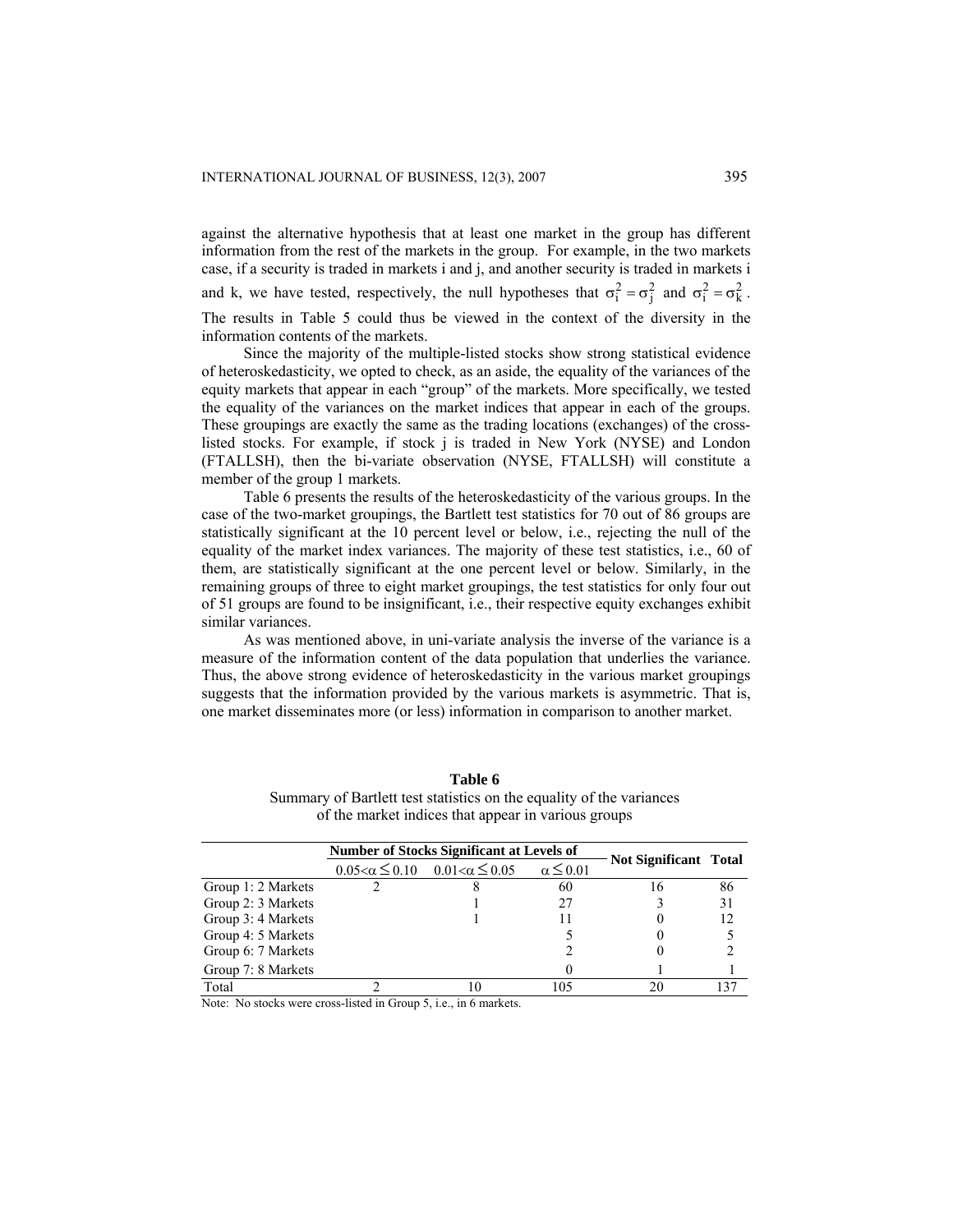against the alternative hypothesis that at least one market in the group has different information from the rest of the markets in the group. For example, in the two markets case, if a security is traded in markets i and j, and another security is traded in markets i and k, we have tested, respectively, the null hypotheses that $\sigma_i^2 = \sigma_j^2$ and $\sigma_i^2 = \sigma_k^2$. The results in Table 5 could thus be viewed in the context of the diversity in the information contents of the markets.

Since the majority of the multiple-listed stocks show strong statistical evidence of heteroskedasticity, we opted to check, as an aside, the equality of the variances of the equity markets that appear in each "group" of the markets. More specifically, we tested the equality of the variances on the market indices that appear in each of the groups. These groupings are exactly the same as the trading locations (exchanges) of the cross-listed stocks. For example, if stock j is traded in New York (NYSE) and London (FTALLSH), then the bi-variate observation (NYSE, FTALLSH) will constitute a member of the group 1 markets.

Table 6 presents the results of the heteroskedasticity of the various groups. In the case of the two-market groupings, the Bartlett test statistics for 70 out of 86 groups are statistically significant at the 10 percent level or below, i.e., rejecting the null of the equality of the market index variances. The majority of these test statistics, i.e., 60 of them, are statistically significant at the one percent level or below. Similarly, in the remaining groups of three to eight market groupings, the test statistics for only four out of 51 groups are found to be insignificant, i.e., their respective equity exchanges exhibit similar variances.

As was mentioned above, in uni-variate analysis the inverse of the variance is a measure of the information content of the data population that underlies the variance. Thus, the above strong evidence of heteroskedasticity in the various market groupings suggests that the information provided by the various markets is asymmetric. That is, one market disseminates more (or less) information in comparison to another market.

**Table 6**
Summary of Bartlett test statistics on the equality of the variances of the market indices that appear in various groups

| | **Number of Stocks Significant at Levels of** | | | **Not Significant** | **Total** |
|---|---|---|---|---|---|
| | $0.05<\alpha \leq 0.10$ | $0.01<\alpha \leq 0.05$ | $\alpha \leq 0.01$ | | |
| Group 1: 2 Markets | 2 | 8 | 60 | 16 | 86 |
| Group 2: 3 Markets | | 1 | 27 | 3 | 31 |
| Group 3: 4 Markets | | 1 | 11 | 0 | 12 |
| Group 4: 5 Markets | | | 5 | 0 | 5 |
| Group 6: 7 Markets | | | 2 | 0 | 2 |
| Group 7: 8 Markets | | | 0 | 1 | 1 |
| Total | 2 | 10 | 105 | 20 | 137 |

Note: No stocks were cross-listed in Group 5, i.e., in 6 markets.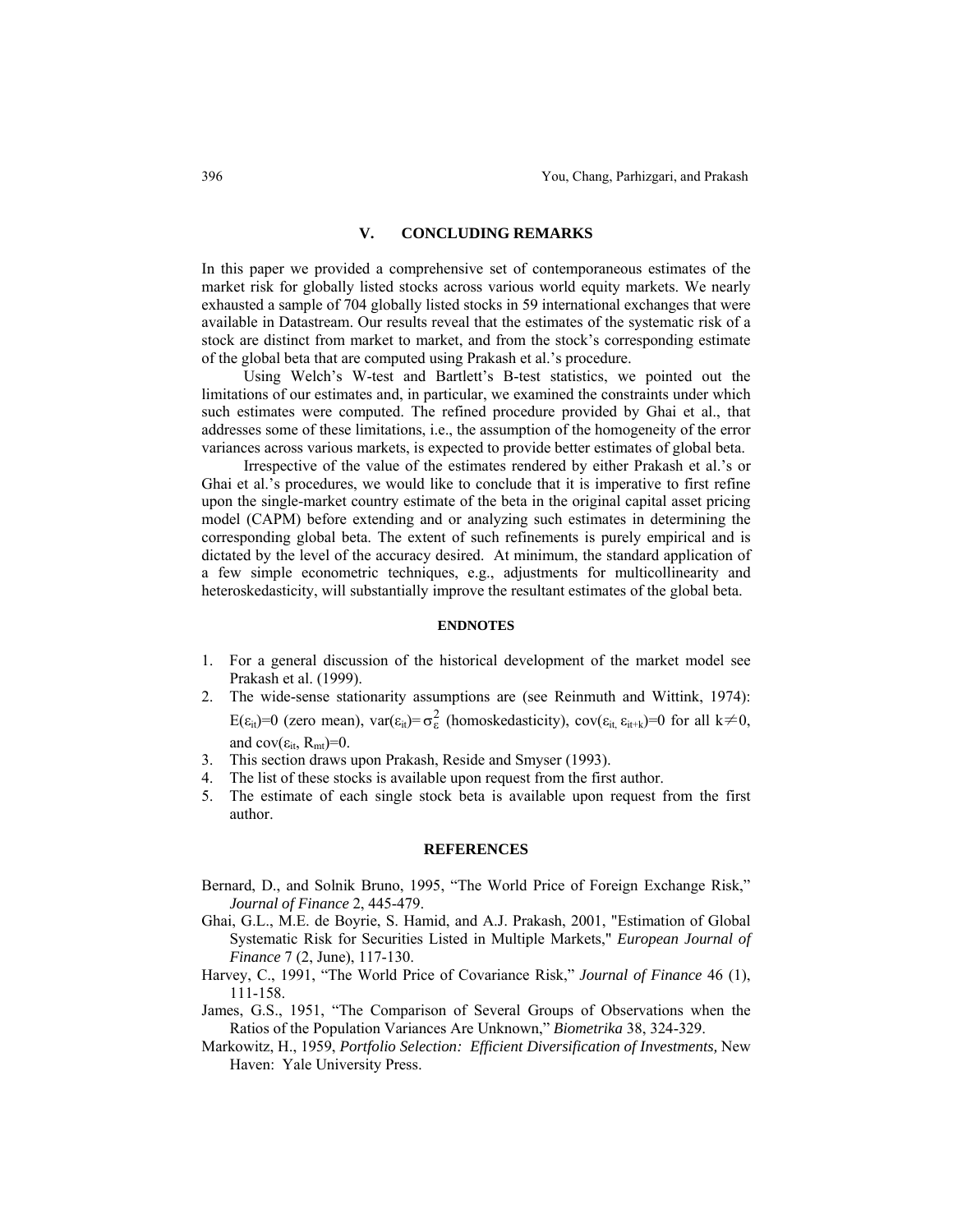## V. CONCLUDING REMARKS

In this paper we provided a comprehensive set of contemporaneous estimates of the market risk for globally listed stocks across various world equity markets. We nearly exhausted a sample of 704 globally listed stocks in 59 international exchanges that were available in Datastream. Our results reveal that the estimates of the systematic risk of a stock are distinct from market to market, and from the stock's corresponding estimate of the global beta that are computed using Prakash et al.'s procedure.

Using Welch's W-test and Bartlett's B-test statistics, we pointed out the limitations of our estimates and, in particular, we examined the constraints under which such estimates were computed. The refined procedure provided by Ghai et al., that addresses some of these limitations, i.e., the assumption of the homogeneity of the error variances across various markets, is expected to provide better estimates of global beta.

Irrespective of the value of the estimates rendered by either Prakash et al.'s or Ghai et al.'s procedures, we would like to conclude that it is imperative to first refine upon the single-market country estimate of the beta in the original capital asset pricing model (CAPM) before extending and or analyzing such estimates in determining the corresponding global beta. The extent of such refinements is purely empirical and is dictated by the level of the accuracy desired. At minimum, the standard application of a few simple econometric techniques, e.g., adjustments for multicollinearity and heteroskedasticity, will substantially improve the resultant estimates of the global beta.

### ENDNOTES

1. For a general discussion of the historical development of the market model see Prakash et al. (1999).
2. The wide-sense stationarity assumptions are (see Reinmuth and Wittink, 1974): $E(\varepsilon_{it})=0$ (zero mean), $\text{var}(\varepsilon_{it})=\sigma_{\varepsilon}^2$ (homoskedasticity), $\text{cov}(\varepsilon_{it}, \varepsilon_{it+k})=0$ for all $k\neq 0$, and $\text{cov}(\varepsilon_{it}, R_{mt})=0$.
3. This section draws upon Prakash, Reside and Smyser (1993).
4. The list of these stocks is available upon request from the first author.
5. The estimate of each single stock beta is available upon request from the first author.

### REFERENCES

Bernard, D., and Solnik Bruno, 1995, "The World Price of Foreign Exchange Risk," *Journal of Finance* 2, 445-479.

Ghai, G.L., M.E. de Boyrie, S. Hamid, and A.J. Prakash, 2001, "Estimation of Global Systematic Risk for Securities Listed in Multiple Markets," *European Journal of Finance* 7 (2, June), 117-130.

Harvey, C., 1991, "The World Price of Covariance Risk," *Journal of Finance* 46 (1), 111-158.

James, G.S., 1951, "The Comparison of Several Groups of Observations when the Ratios of the Population Variances Are Unknown," *Biometrika* 38, 324-329.

Markowitz, H., 1959, *Portfolio Selection: Efficient Diversification of Investments,* New Haven: Yale University Press.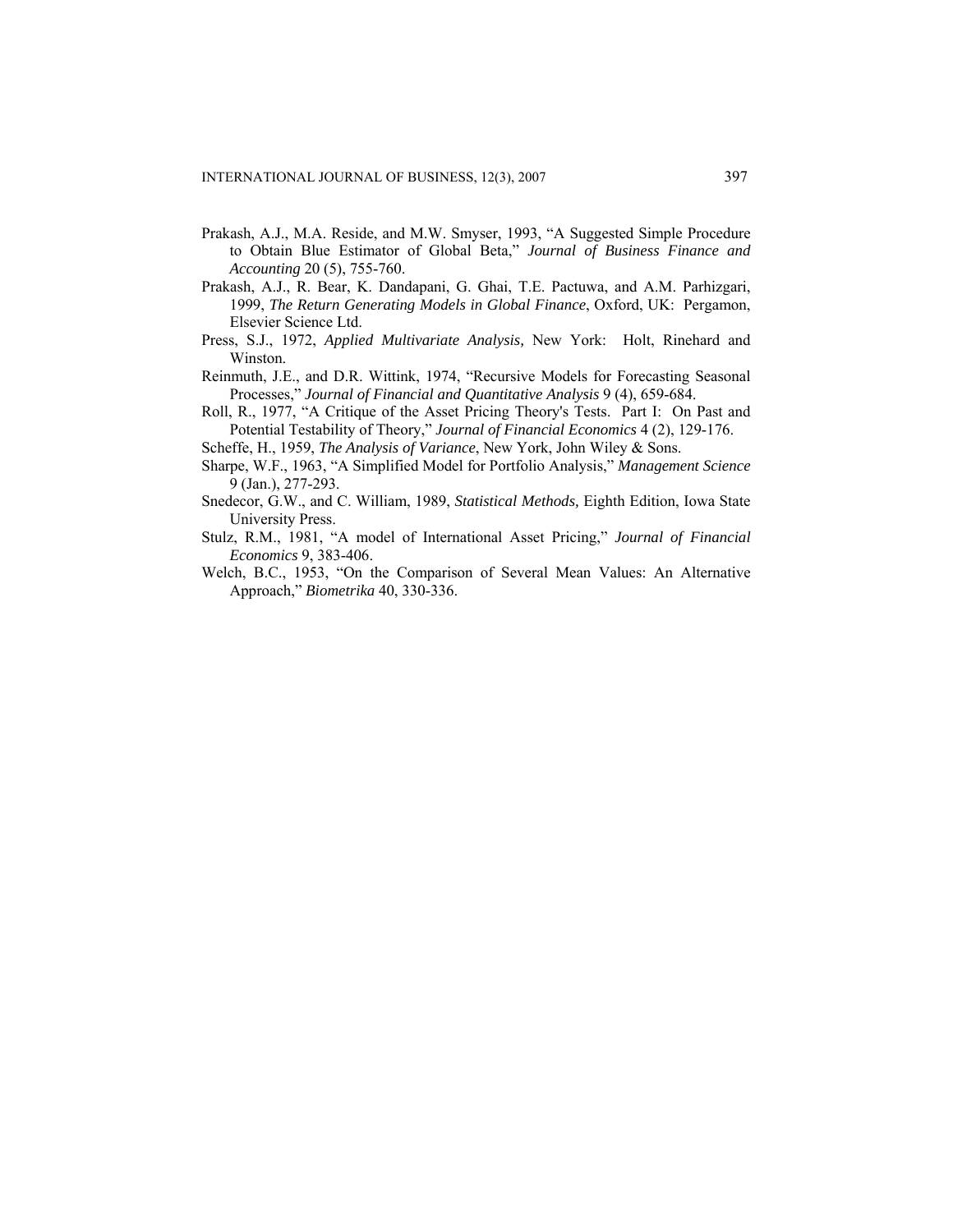Prakash, A.J., M.A. Reside, and M.W. Smyser, 1993, "A Suggested Simple Procedure to Obtain Blue Estimator of Global Beta," *Journal of Business Finance and Accounting* 20 (5), 755-760.

Prakash, A.J., R. Bear, K. Dandapani, G. Ghai, T.E. Pactuwa, and A.M. Parhizgari, 1999, *The Return Generating Models in Global Finance*, Oxford, UK: Pergamon, Elsevier Science Ltd.

Press, S.J., 1972, *Applied Multivariate Analysis,* New York: Holt, Rinehard and Winston.

Reinmuth, J.E., and D.R. Wittink, 1974, "Recursive Models for Forecasting Seasonal Processes," *Journal of Financial and Quantitative Analysis* 9 (4), 659-684.

Roll, R., 1977, "A Critique of the Asset Pricing Theory's Tests. Part I: On Past and Potential Testability of Theory," *Journal of Financial Economics* 4 (2), 129-176.

Scheffe, H., 1959, *The Analysis of Variance*, New York, John Wiley & Sons.

Sharpe, W.F., 1963, "A Simplified Model for Portfolio Analysis," *Management Science* 9 (Jan.), 277-293.

Snedecor, G.W., and C. William, 1989, *Statistical Methods,* Eighth Edition, Iowa State University Press.

Stulz, R.M., 1981, "A model of International Asset Pricing," *Journal of Financial Economics* 9, 383-406.

Welch, B.C., 1953, "On the Comparison of Several Mean Values: An Alternative Approach," *Biometrika* 40, 330-336.